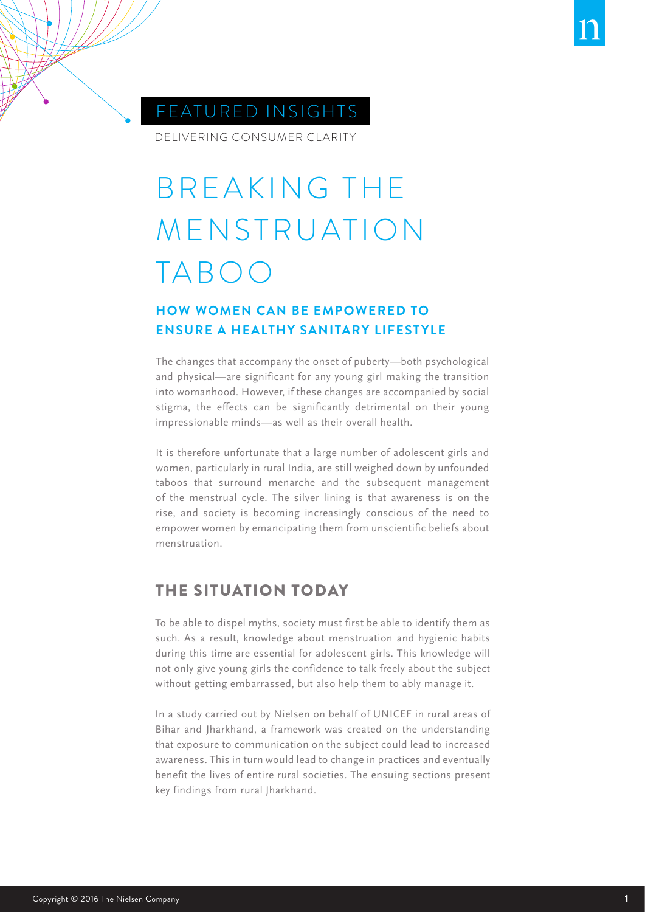FEATURED INSIGHTS

DELIVERING CONSUMER CLARITY

# BREAKING THE MENSTRUATION TABOO

### HOW WOMEN CAN BE EMPOWERED TO ENSURE A HEALTHY SANITARY LIFESTYLE

The changes that accompany the onset of puberty—both psychological and physical—are significant for any young girl making the transition into womanhood. However, if these changes are accompanied by social stigma, the effects can be significantly detrimental on their young impressionable minds—as well as their overall health.

It is therefore unfortunate that a large number of adolescent girls and women, particularly in rural India, are still weighed down by unfounded taboos that surround menarche and the subsequent management of the menstrual cycle. The silver lining is that awareness is on the rise, and society is becoming increasingly conscious of the need to empower women by emancipating them from unscientific beliefs about menstruation.

## THE SITUATION TODAY

To be able to dispel myths, society must first be able to identify them as such. As a result, knowledge about menstruation and hygienic habits during this time are essential for adolescent girls. This knowledge will not only give young girls the confidence to talk freely about the subject without getting embarrassed, but also help them to ably manage it.

In a study carried out by Nielsen on behalf of UNICEF in rural areas of Bihar and Jharkhand, a framework was created on the understanding that exposure to communication on the subject could lead to increased awareness. This in turn would lead to change in practices and eventually benefit the lives of entire rural societies. The ensuing sections present key findings from rural Jharkhand.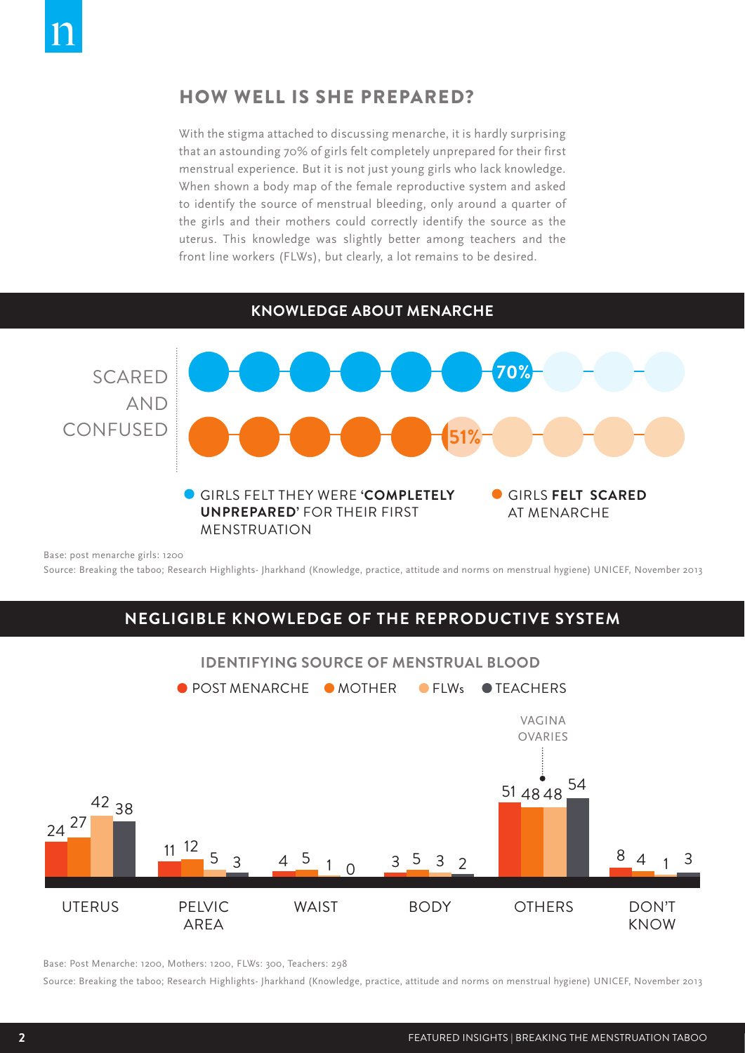## HOW WELL IS SHE PREPARED?

With the stigma attached to discussing menarche, it is hardly surprising that an astounding 70% of girls felt completely unprepared for their first menstrual experience. But it is not just young girls who lack knowledge. When shown a body map of the female reproductive system and asked to identify the source of menstrual bleeding, only around a quarter of the girls and their mothers could correctly identify the source as the uterus. This knowledge was slightly better among teachers and the front line workers (FLWs), but clearly, a lot remains to be desired.

### KNOWLEDGE ABOUT MENARCHE

SCARED AND CONFUSED

- 70% — GIRLS FELT THEY WERE '**COMPLETELY UNPREPARED**' FOR THEIR FIRST MENSTRUATION
- 51% — GIRLS **FELT SCARED** AT MENARCHE

Base: post menarche girls: 1200

Source: Breaking the taboo; Research Highlights- Jharkhand (Knowledge, practice, attitude and norms on menstrual hygiene) UNICEF, November 2013

### NEGLIGIBLE KNOWLEDGE OF THE REPRODUCTIVE SYSTEM

**IDENTIFYING SOURCE OF MENSTRUAL BLOOD**

| | POST MENARCHE | MOTHER | FLWs | TEACHERS |
|---|---|---|---|---|
| UTERUS | 24 | 27 | 42 | 38 |
| PELVIC AREA | 11 | 12 | 5 | 3 |
| WAIST | 4 | 5 | 1 | 0 |
| BODY | 3 | 5 | 3 | 2 |
| OTHERS (VAGINA, OVARIES) | 51 | 48 | 48 | 54 |
| DON'T KNOW | 8 | 4 | 1 | 3 |

Base: Post Menarche: 1200, Mothers: 1200, FLWs: 300, Teachers: 298

Source: Breaking the taboo; Research Highlights- Jharkhand (Knowledge, practice, attitude and norms on menstrual hygiene) UNICEF, November 2013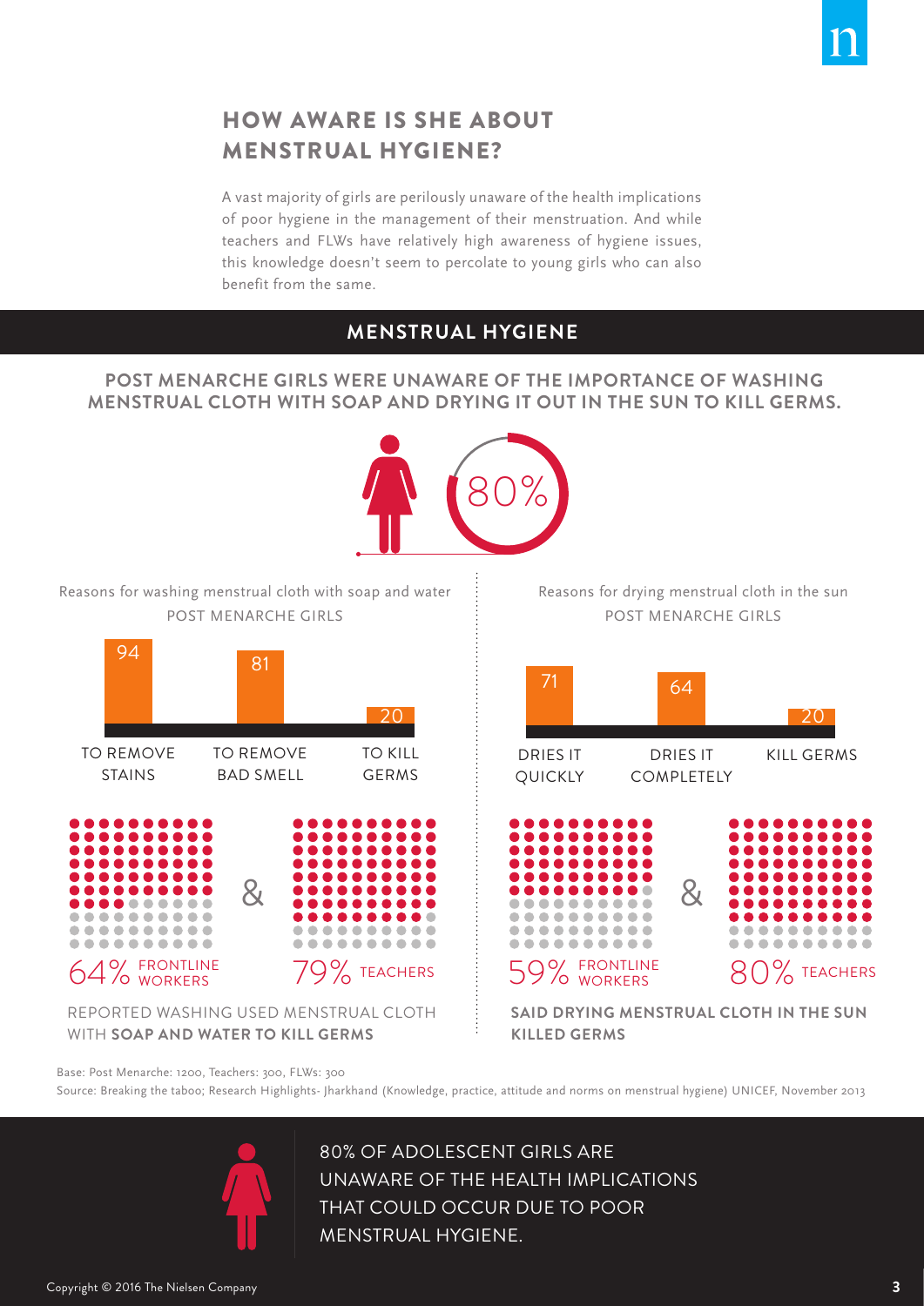## HOW AWARE IS SHE ABOUT MENSTRUAL HYGIENE?

A vast majority of girls are perilously unaware of the health implications of poor hygiene in the management of their menstruation. And while teachers and FLWs have relatively high awareness of hygiene issues, this knowledge doesn't seem to percolate to young girls who can also benefit from the same.

### MENSTRUAL HYGIENE

**POST MENARCHE GIRLS WERE UNAWARE OF THE IMPORTANCE OF WASHING MENSTRUAL CLOTH WITH SOAP AND DRYING IT OUT IN THE SUN TO KILL GERMS.**

80%

Reasons for washing menstrual cloth with soap and water
POST MENARCHE GIRLS

| TO REMOVE STAINS | TO REMOVE BAD SMELL | TO KILL GERMS |
|---|---|---|
| 94 | 81 | 20 |

64% FRONTLINE WORKERS & 79% TEACHERS

REPORTED WASHING USED MENSTRUAL CLOTH WITH **SOAP AND WATER TO KILL GERMS**

Reasons for drying menstrual cloth in the sun
POST MENARCHE GIRLS

| DRIES IT QUICKLY | DRIES IT COMPLETELY | KILL GERMS |
|---|---|---|
| 71 | 64 | 20 |

59% FRONTLINE WORKERS & 80% TEACHERS

**SAID DRYING MENSTRUAL CLOTH IN THE SUN KILLED GERMS**

Base: Post Menarche: 1200, Teachers: 300, FLWs: 300

Source: Breaking the taboo; Research Highlights- Jharkhand (Knowledge, practice, attitude and norms on menstrual hygiene) UNICEF, November 2013

80% OF ADOLESCENT GIRLS ARE UNAWARE OF THE HEALTH IMPLICATIONS THAT COULD OCCUR DUE TO POOR MENSTRUAL HYGIENE.

Copyright © 2016 The Nielsen Company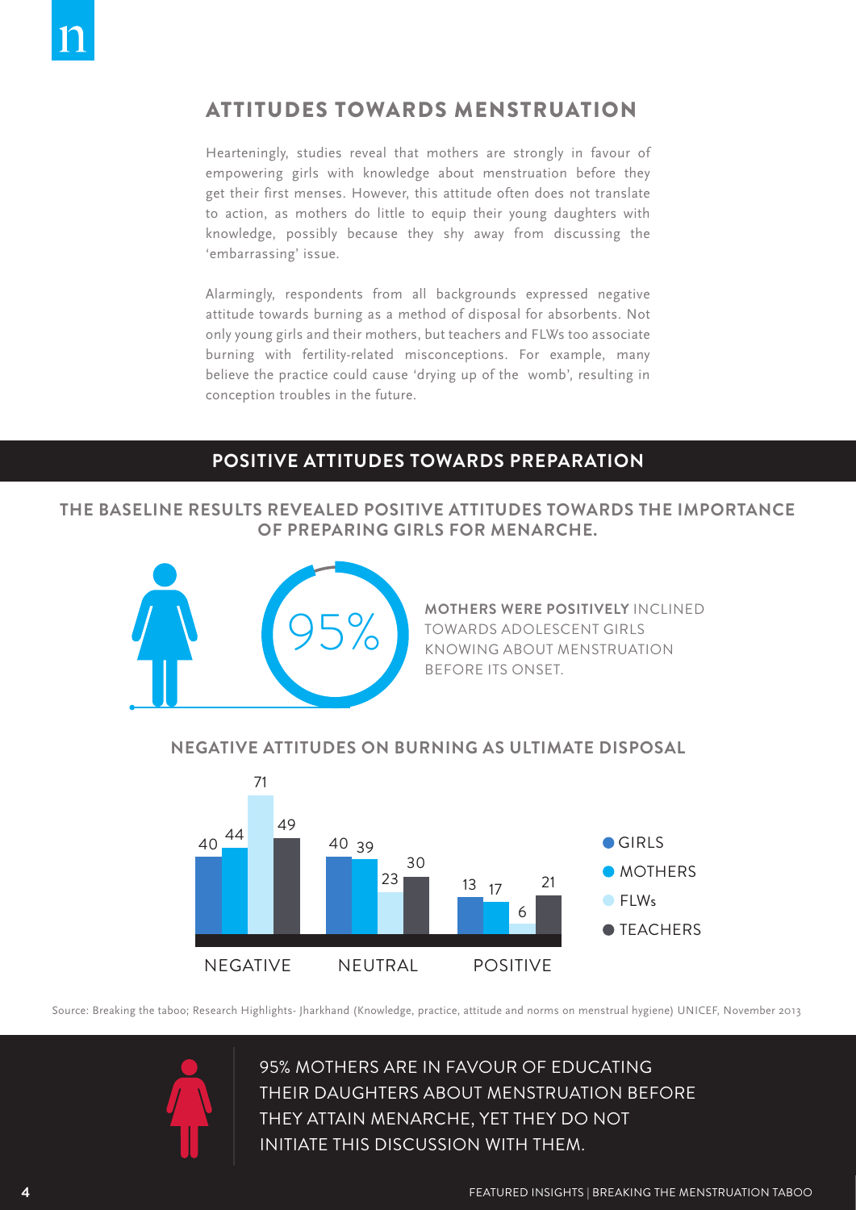## ATTITUDES TOWARDS MENSTRUATION

Hearteningly, studies reveal that mothers are strongly in favour of empowering girls with knowledge about menstruation before they get their first menses. However, this attitude often does not translate to action, as mothers do little to equip their young daughters with knowledge, possibly because they shy away from discussing the 'embarrassing' issue.

Alarmingly, respondents from all backgrounds expressed negative attitude towards burning as a method of disposal for absorbents. Not only young girls and their mothers, but teachers and FLWs too associate burning with fertility-related misconceptions. For example, many believe the practice could cause 'drying up of the womb', resulting in conception troubles in the future.

### POSITIVE ATTITUDES TOWARDS PREPARATION

**THE BASELINE RESULTS REVEALED POSITIVE ATTITUDES TOWARDS THE IMPORTANCE OF PREPARING GIRLS FOR MENARCHE.**

95%

**MOTHERS WERE POSITIVELY** INCLINED TOWARDS ADOLESCENT GIRLS KNOWING ABOUT MENSTRUATION BEFORE ITS ONSET.

**NEGATIVE ATTITUDES ON BURNING AS ULTIMATE DISPOSAL**

| | GIRLS | MOTHERS | FLWs | TEACHERS |
|---|---|---|---|---|
| NEGATIVE | 40 | 44 | 71 | 49 |
| NEUTRAL | 40 | 39 | 23 | 30 |
| POSITIVE | 13 | 17 | 6 | 21 |

Source: Breaking the taboo; Research Highlights- Jharkhand (Knowledge, practice, attitude and norms on menstrual hygiene) UNICEF, November 2013

95% MOTHERS ARE IN FAVOUR OF EDUCATING THEIR DAUGHTERS ABOUT MENSTRUATION BEFORE THEY ATTAIN MENARCHE, YET THEY DO NOT INITIATE THIS DISCUSSION WITH THEM.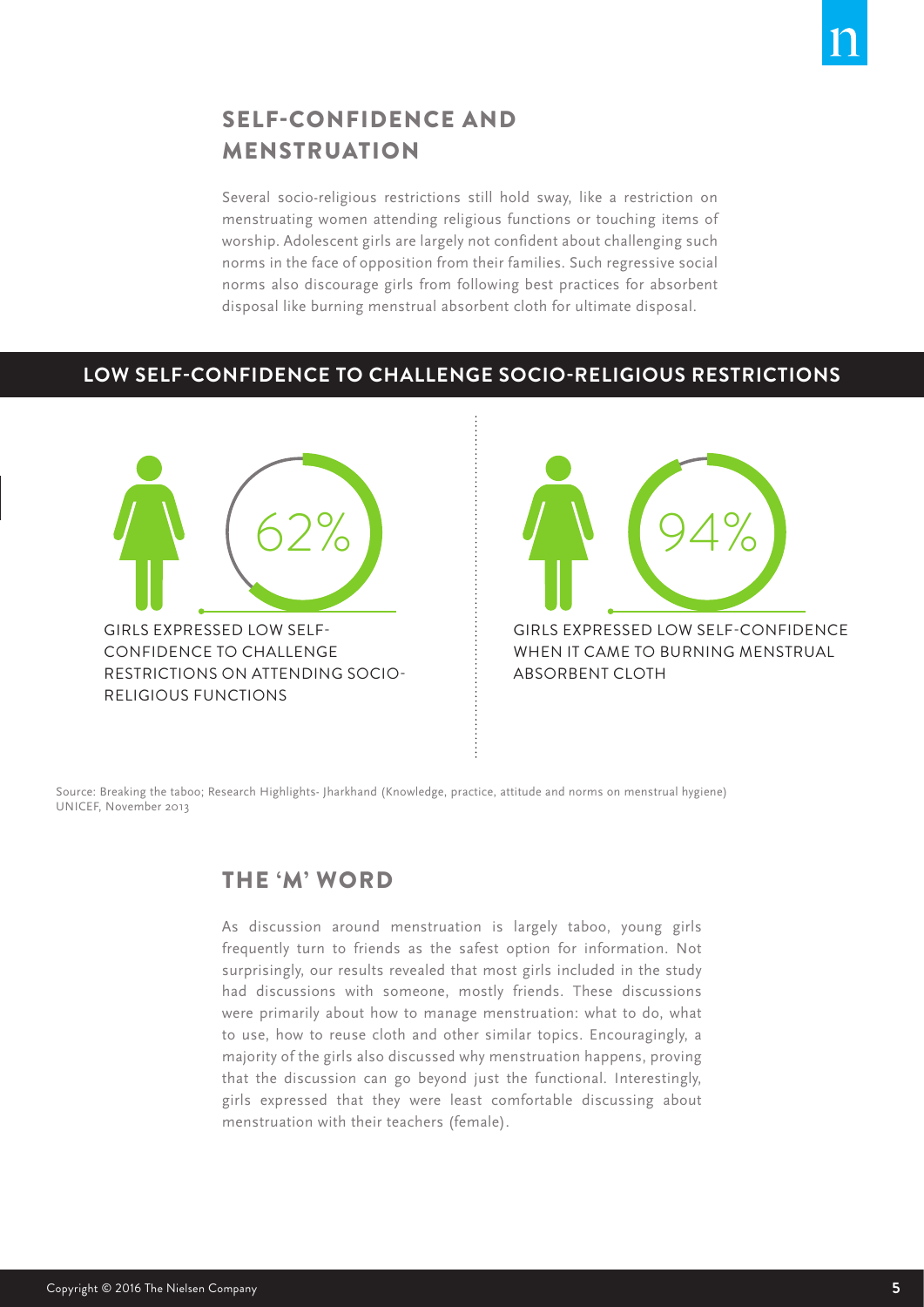## SELF-CONFIDENCE AND MENSTRUATION

Several socio-religious restrictions still hold sway, like a restriction on menstruating women attending religious functions or touching items of worship. Adolescent girls are largely not confident about challenging such norms in the face of opposition from their families. Such regressive social norms also discourage girls from following best practices for absorbent disposal like burning menstrual absorbent cloth for ultimate disposal.

### LOW SELF-CONFIDENCE TO CHALLENGE SOCIO-RELIGIOUS RESTRICTIONS

62%

GIRLS EXPRESSED LOW SELF-CONFIDENCE TO CHALLENGE RESTRICTIONS ON ATTENDING SOCIO-RELIGIOUS FUNCTIONS

94%

GIRLS EXPRESSED LOW SELF-CONFIDENCE WHEN IT CAME TO BURNING MENSTRUAL ABSORBENT CLOTH

Source: Breaking the taboo; Research Highlights- Jharkhand (Knowledge, practice, attitude and norms on menstrual hygiene) UNICEF, November 2013

## THE 'M' WORD

As discussion around menstruation is largely taboo, young girls frequently turn to friends as the safest option for information. Not surprisingly, our results revealed that most girls included in the study had discussions with someone, mostly friends. These discussions were primarily about how to manage menstruation: what to do, what to use, how to reuse cloth and other similar topics. Encouragingly, a majority of the girls also discussed why menstruation happens, proving that the discussion can go beyond just the functional. Interestingly, girls expressed that they were least comfortable discussing about menstruation with their teachers (female).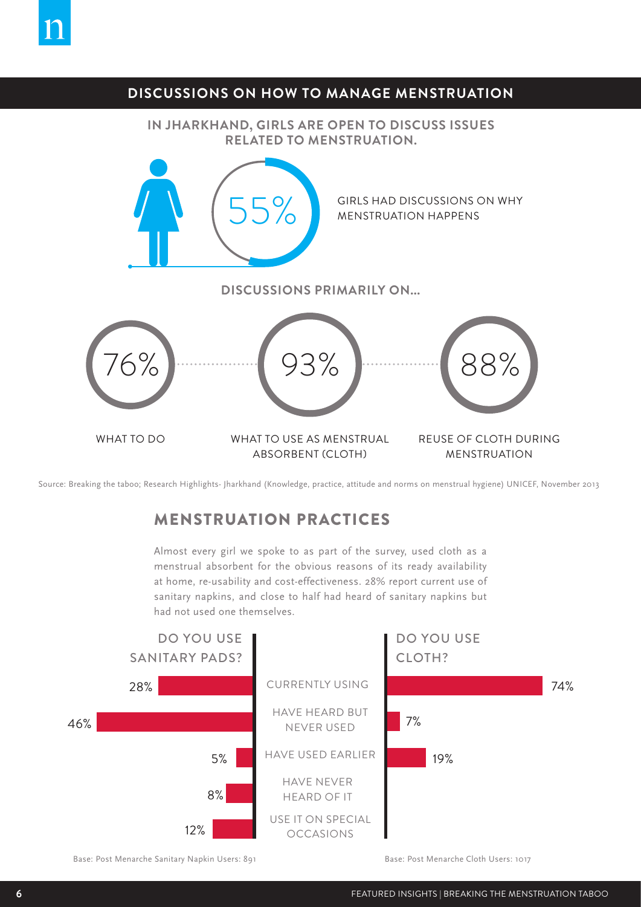## DISCUSSIONS ON HOW TO MANAGE MENSTRUATION

**IN JHARKHAND, GIRLS ARE OPEN TO DISCUSS ISSUES RELATED TO MENSTRUATION.**

55% GIRLS HAD DISCUSSIONS ON WHY MENSTRUATION HAPPENS

**DISCUSSIONS PRIMARILY ON...**

| 76% | 93% | 88% |
|---|---|---|
| WHAT TO DO | WHAT TO USE AS MENSTRUAL ABSORBENT (CLOTH) | REUSE OF CLOTH DURING MENSTRUATION |

Source: Breaking the taboo; Research Highlights- Jharkhand (Knowledge, practice, attitude and norms on menstrual hygiene) UNICEF, November 2013

## MENSTRUATION PRACTICES

Almost every girl we spoke to as part of the survey, used cloth as a menstrual absorbent for the obvious reasons of its ready availability at home, re-usability and cost-effectiveness. 28% report current use of sanitary napkins, and close to half had heard of sanitary napkins but had not used one themselves.

| DO YOU USE SANITARY PADS? | | DO YOU USE CLOTH? |
|---|---|---|
| 28% | CURRENTLY USING | 74% |
| 46% | HAVE HEARD BUT NEVER USED | 7% |
| 5% | HAVE USED EARLIER | 19% |
| 8% | HAVE NEVER HEARD OF IT | |
| 12% | USE IT ON SPECIAL OCCASIONS | |

Base: Post Menarche Sanitary Napkin Users: 891

Base: Post Menarche Cloth Users: 1017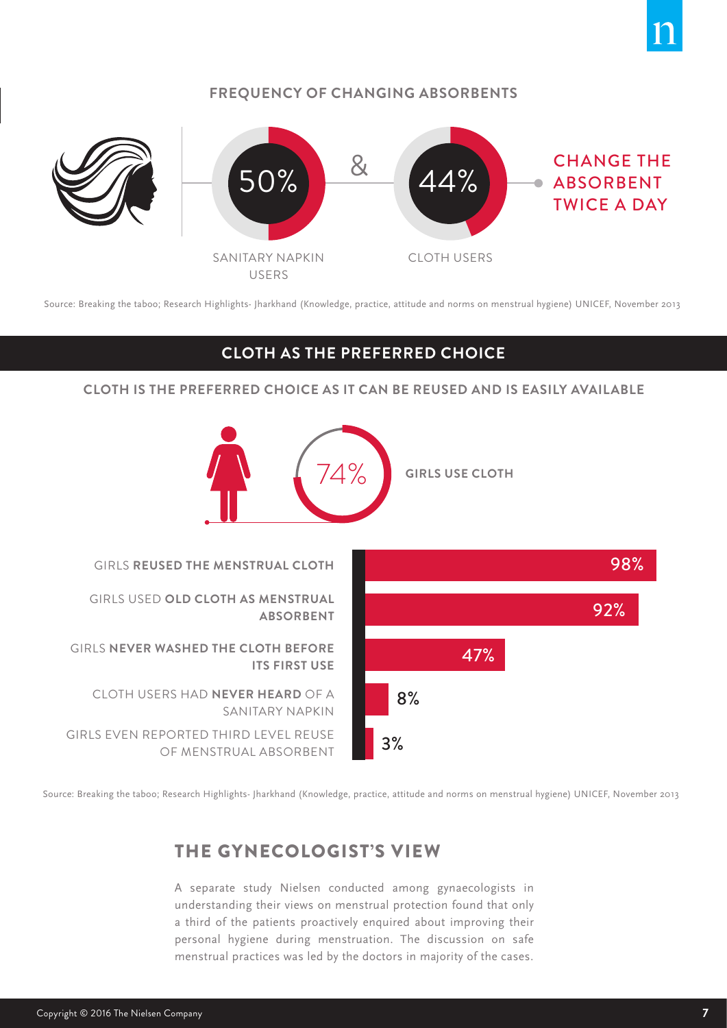## FREQUENCY OF CHANGING ABSORBENTS

50% (SANITARY NAPKIN USERS) & 44% (CLOTH USERS) CHANGE THE ABSORBENT TWICE A DAY

Source: Breaking the taboo; Research Highlights- Jharkhand (Knowledge, practice, attitude and norms on menstrual hygiene) UNICEF, November 2013

## CLOTH AS THE PREFERRED CHOICE

**CLOTH IS THE PREFERRED CHOICE AS IT CAN BE REUSED AND IS EASILY AVAILABLE**

74% **GIRLS USE CLOTH**

| | |
|---|---|
| GIRLS **REUSED THE MENSTRUAL CLOTH** | 98% |
| GIRLS USED **OLD CLOTH AS MENSTRUAL ABSORBENT** | 92% |
| GIRLS **NEVER WASHED THE CLOTH BEFORE ITS FIRST USE** | 47% |
| CLOTH USERS HAD **NEVER HEARD** OF A SANITARY NAPKIN | 8% |
| GIRLS EVEN REPORTED THIRD LEVEL REUSE OF MENSTRUAL ABSORBENT | 3% |

Source: Breaking the taboo; Research Highlights- Jharkhand (Knowledge, practice, attitude and norms on menstrual hygiene) UNICEF, November 2013

## THE GYNECOLOGIST'S VIEW

A separate study Nielsen conducted among gynaecologists in understanding their views on menstrual protection found that only a third of the patients proactively enquired about improving their personal hygiene during menstruation. The discussion on safe menstrual practices was led by the doctors in majority of the cases.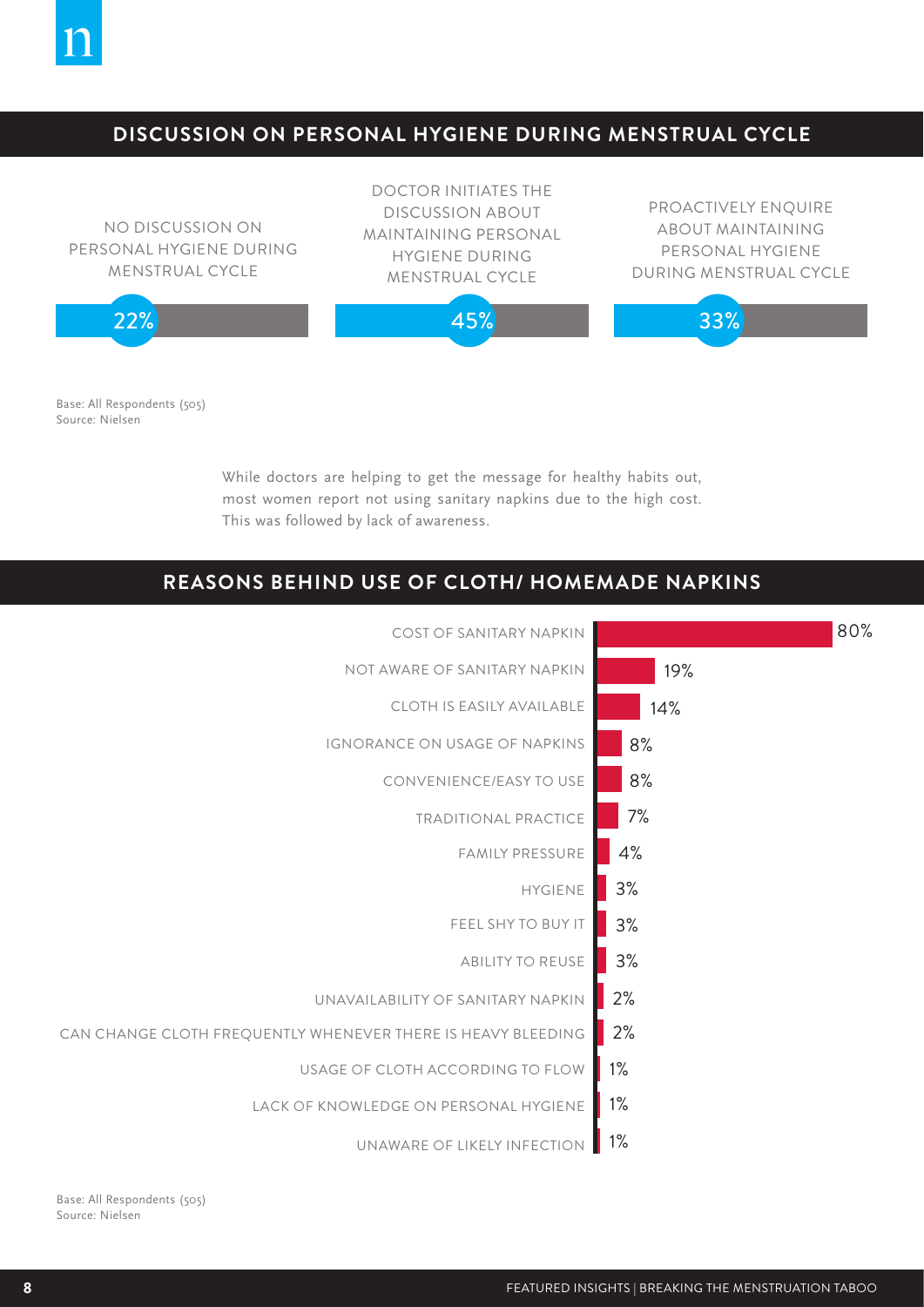## DISCUSSION ON PERSONAL HYGIENE DURING MENSTRUAL CYCLE

| NO DISCUSSION ON PERSONAL HYGIENE DURING MENSTRUAL CYCLE | DOCTOR INITIATES THE DISCUSSION ABOUT MAINTAINING PERSONAL HYGIENE DURING MENSTRUAL CYCLE | PROACTIVELY ENQUIRE ABOUT MAINTAINING PERSONAL HYGIENE DURING MENSTRUAL CYCLE |
|---|---|---|
| 22% | 45% | 33% |

Base: All Respondents (505)
Source: Nielsen

While doctors are helping to get the message for healthy habits out, most women report not using sanitary napkins due to the high cost. This was followed by lack of awareness.

## REASONS BEHIND USE OF CLOTH/ HOMEMADE NAPKINS

| Reason | % |
|---|---|
| COST OF SANITARY NAPKIN | 80% |
| NOT AWARE OF SANITARY NAPKIN | 19% |
| CLOTH IS EASILY AVAILABLE | 14% |
| IGNORANCE ON USAGE OF NAPKINS | 8% |
| CONVENIENCE/EASY TO USE | 8% |
| TRADITIONAL PRACTICE | 7% |
| FAMILY PRESSURE | 4% |
| HYGIENE | 3% |
| FEEL SHY TO BUY IT | 3% |
| ABILITY TO REUSE | 3% |
| UNAVAILABILITY OF SANITARY NAPKIN | 2% |
| CAN CHANGE CLOTH FREQUENTLY WHENEVER THERE IS HEAVY BLEEDING | 2% |
| USAGE OF CLOTH ACCORDING TO FLOW | 1% |
| LACK OF KNOWLEDGE ON PERSONAL HYGIENE | 1% |
| UNAWARE OF LIKELY INFECTION | 1% |

Base: All Respondents (505)
Source: Nielsen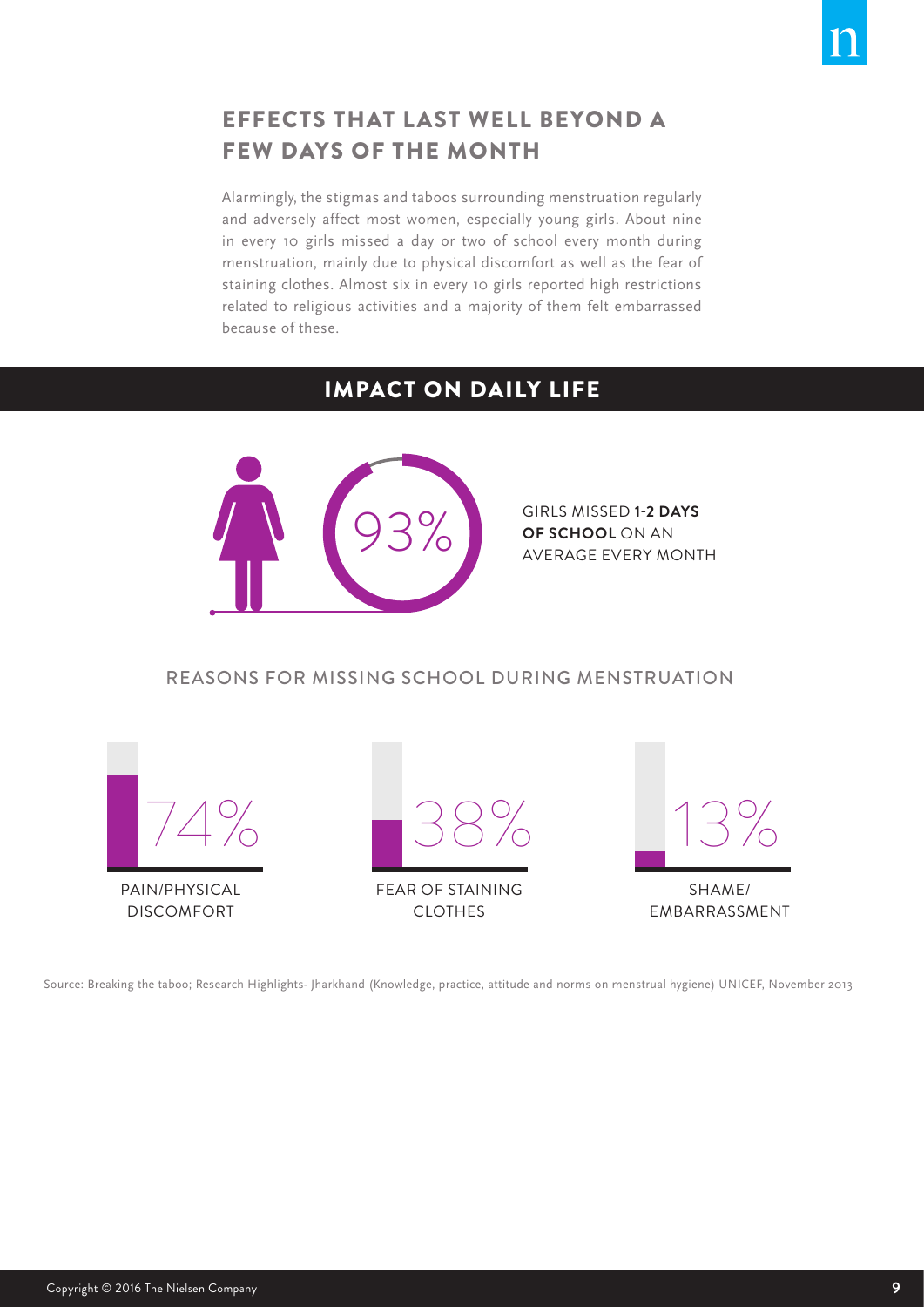## EFFECTS THAT LAST WELL BEYOND A FEW DAYS OF THE MONTH

Alarmingly, the stigmas and taboos surrounding menstruation regularly and adversely affect most women, especially young girls. About nine in every 10 girls missed a day or two of school every month during menstruation, mainly due to physical discomfort as well as the fear of staining clothes. Almost six in every 10 girls reported high restrictions related to religious activities and a majority of them felt embarrassed because of these.

## IMPACT ON DAILY LIFE

93%

GIRLS MISSED **1-2 DAYS OF SCHOOL** ON AN AVERAGE EVERY MONTH

### REASONS FOR MISSING SCHOOL DURING MENSTRUATION

74% PAIN/PHYSICAL DISCOMFORT

38% FEAR OF STAINING CLOTHES

13% SHAME/ EMBARRASSMENT

Source: Breaking the taboo; Research Highlights- Jharkhand (Knowledge, practice, attitude and norms on menstrual hygiene) UNICEF, November 2013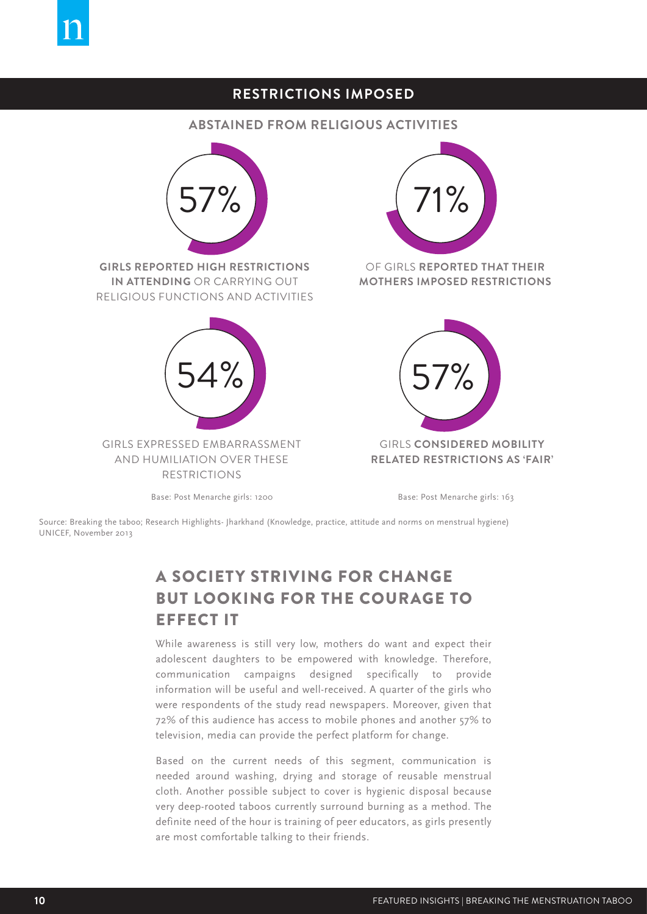## RESTRICTIONS IMPOSED

### ABSTAINED FROM RELIGIOUS ACTIVITIES

57%

**GIRLS REPORTED HIGH RESTRICTIONS IN ATTENDING** OR CARRYING OUT RELIGIOUS FUNCTIONS AND ACTIVITIES

71%

OF GIRLS **REPORTED THAT THEIR MOTHERS IMPOSED RESTRICTIONS**

54%

GIRLS EXPRESSED EMBARRASSMENT AND HUMILIATION OVER THESE RESTRICTIONS

Base: Post Menarche girls: 1200

57%

GIRLS **CONSIDERED MOBILITY RELATED RESTRICTIONS AS 'FAIR'**

Base: Post Menarche girls: 163

Source: Breaking the taboo; Research Highlights- Jharkhand (Knowledge, practice, attitude and norms on menstrual hygiene) UNICEF, November 2013

## A SOCIETY STRIVING FOR CHANGE BUT LOOKING FOR THE COURAGE TO EFFECT IT

While awareness is still very low, mothers do want and expect their adolescent daughters to be empowered with knowledge. Therefore, communication campaigns designed specifically to provide information will be useful and well-received. A quarter of the girls who were respondents of the study read newspapers. Moreover, given that 72% of this audience has access to mobile phones and another 57% to television, media can provide the perfect platform for change.

Based on the current needs of this segment, communication is needed around washing, drying and storage of reusable menstrual cloth. Another possible subject to cover is hygienic disposal because very deep-rooted taboos currently surround burning as a method. The definite need of the hour is training of peer educators, as girls presently are most comfortable talking to their friends.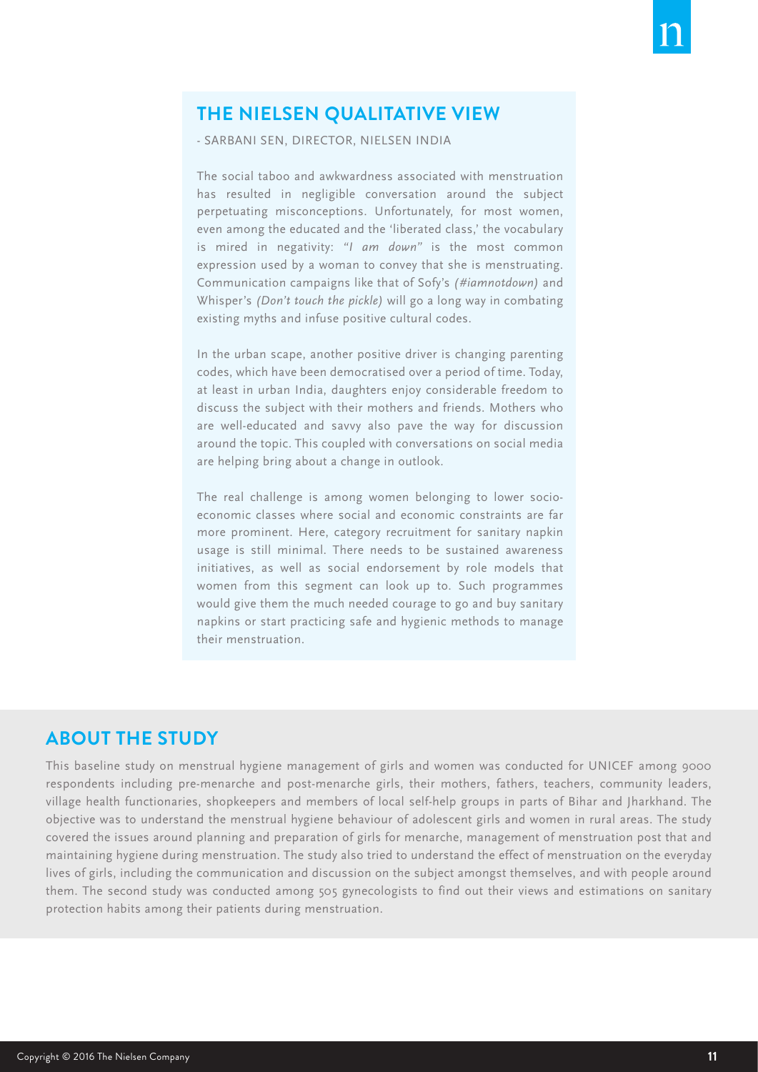## THE NIELSEN QUALITATIVE VIEW

- SARBANI SEN, DIRECTOR, NIELSEN INDIA

The social taboo and awkwardness associated with menstruation has resulted in negligible conversation around the subject perpetuating misconceptions. Unfortunately, for most women, even among the educated and the 'liberated class,' the vocabulary is mired in negativity: *"I am down"* is the most common expression used by a woman to convey that she is menstruating. Communication campaigns like that of Sofy's *(#iamnotdown)* and Whisper's *(Don't touch the pickle)* will go a long way in combating existing myths and infuse positive cultural codes.

In the urban scape, another positive driver is changing parenting codes, which have been democratised over a period of time. Today, at least in urban India, daughters enjoy considerable freedom to discuss the subject with their mothers and friends. Mothers who are well-educated and savvy also pave the way for discussion around the topic. This coupled with conversations on social media are helping bring about a change in outlook.

The real challenge is among women belonging to lower socio-economic classes where social and economic constraints are far more prominent. Here, category recruitment for sanitary napkin usage is still minimal. There needs to be sustained awareness initiatives, as well as social endorsement by role models that women from this segment can look up to. Such programmes would give them the much needed courage to go and buy sanitary napkins or start practicing safe and hygienic methods to manage their menstruation.

## ABOUT THE STUDY

This baseline study on menstrual hygiene management of girls and women was conducted for UNICEF among 9000 respondents including pre-menarche and post-menarche girls, their mothers, fathers, teachers, community leaders, village health functionaries, shopkeepers and members of local self-help groups in parts of Bihar and Jharkhand. The objective was to understand the menstrual hygiene behaviour of adolescent girls and women in rural areas. The study covered the issues around planning and preparation of girls for menarche, management of menstruation post that and maintaining hygiene during menstruation. The study also tried to understand the effect of menstruation on the everyday lives of girls, including the communication and discussion on the subject amongst themselves, and with people around them. The second study was conducted among 505 gynecologists to find out their views and estimations on sanitary protection habits among their patients during menstruation.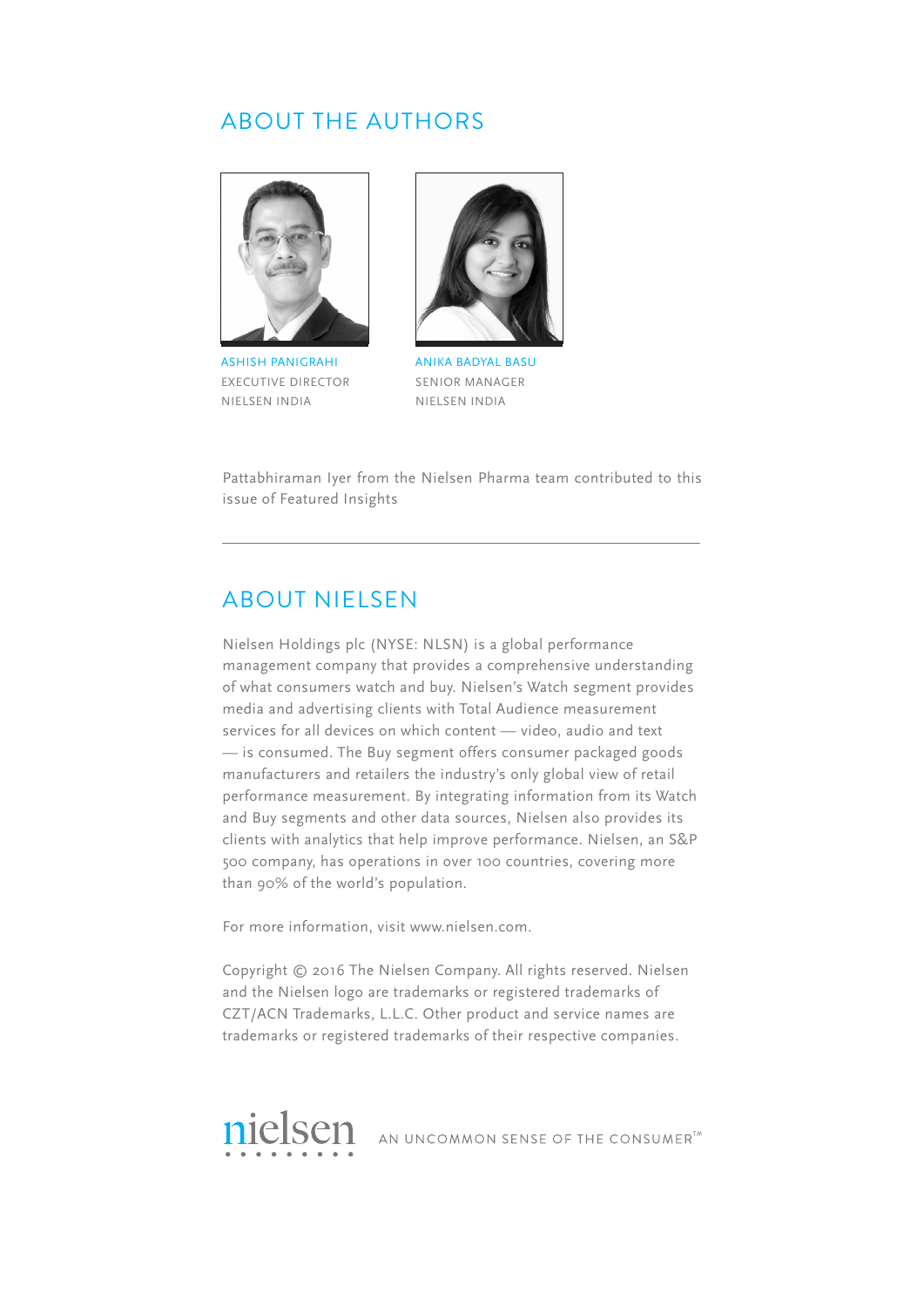## ABOUT THE AUTHORS

ASHISH PANIGRAHI
EXECUTIVE DIRECTOR
NIELSEN INDIA

ANIKA BADYAL BASU
SENIOR MANAGER
NIELSEN INDIA

Pattabhiraman Iyer from the Nielsen Pharma team contributed to this issue of Featured Insights

---

## ABOUT NIELSEN

Nielsen Holdings plc (NYSE: NLSN) is a global performance management company that provides a comprehensive understanding of what consumers watch and buy. Nielsen's Watch segment provides media and advertising clients with Total Audience measurement services for all devices on which content — video, audio and text — is consumed. The Buy segment offers consumer packaged goods manufacturers and retailers the industry's only global view of retail performance measurement. By integrating information from its Watch and Buy segments and other data sources, Nielsen also provides its clients with analytics that help improve performance. Nielsen, an S&P 500 company, has operations in over 100 countries, covering more than 90% of the world's population.

For more information, visit www.nielsen.com.

Copyright © 2016 The Nielsen Company. All rights reserved. Nielsen and the Nielsen logo are trademarks or registered trademarks of CZT/ACN Trademarks, L.L.C. Other product and service names are trademarks or registered trademarks of their respective companies.

nielsen AN UNCOMMON SENSE OF THE CONSUMER™